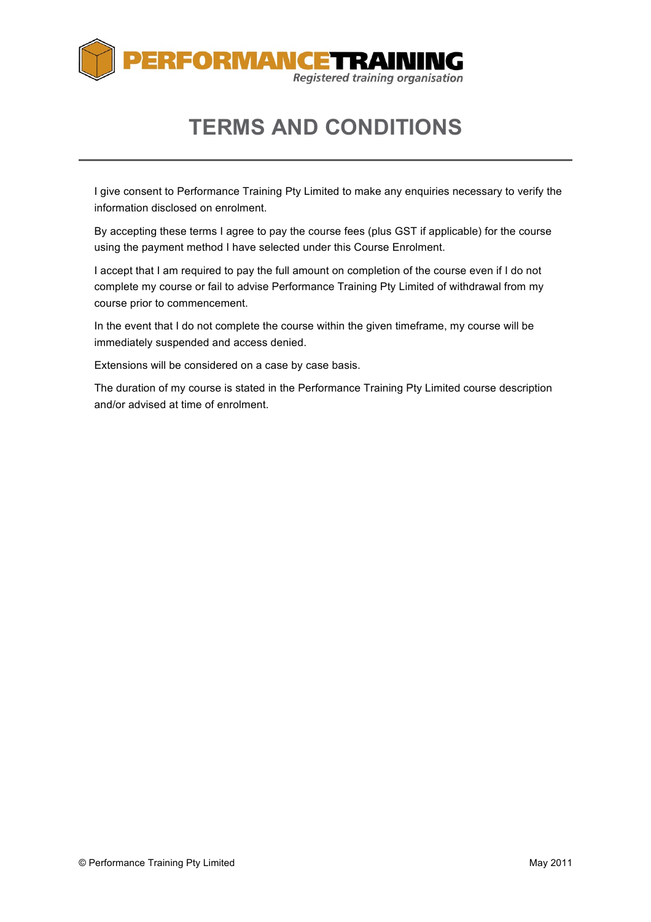**PERFORMANCETRAINING**
*Registered training organisation*

# TERMS AND CONDITIONS

I give consent to Performance Training Pty Limited to make any enquiries necessary to verify the information disclosed on enrolment.

By accepting these terms I agree to pay the course fees (plus GST if applicable) for the course using the payment method I have selected under this Course Enrolment.

I accept that I am required to pay the full amount on completion of the course even if I do not complete my course or fail to advise Performance Training Pty Limited of withdrawal from my course prior to commencement.

In the event that I do not complete the course within the given timeframe, my course will be immediately suspended and access denied.

Extensions will be considered on a case by case basis.

The duration of my course is stated in the Performance Training Pty Limited course description and/or advised at time of enrolment.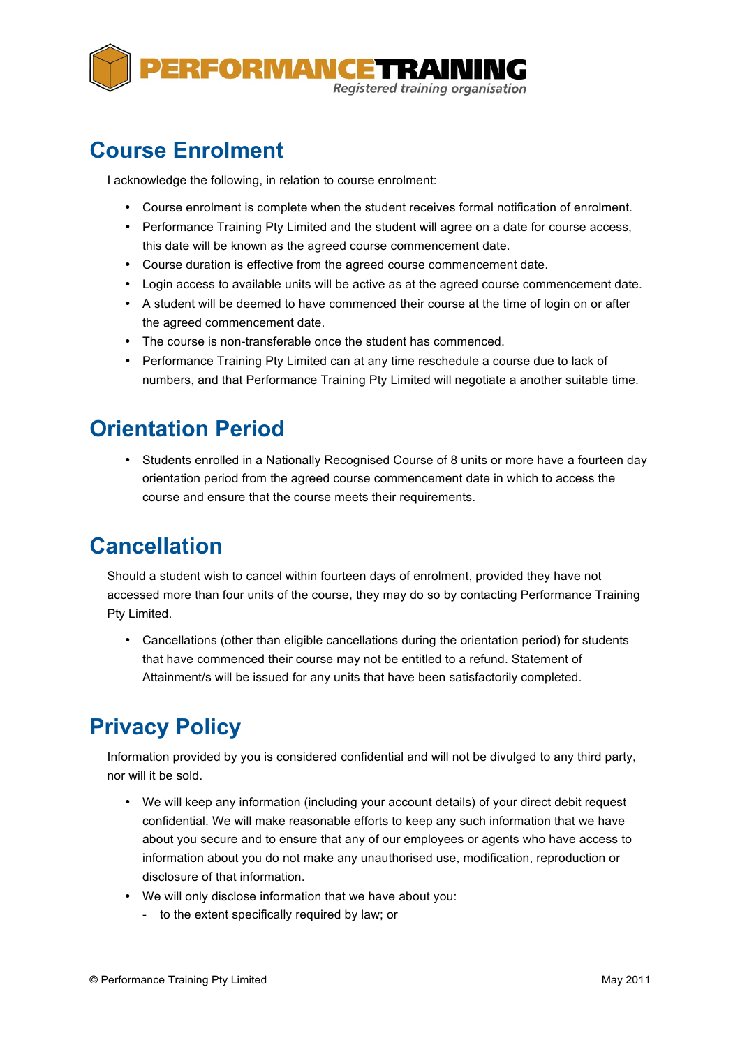## Course Enrolment

I acknowledge the following, in relation to course enrolment:

- Course enrolment is complete when the student receives formal notification of enrolment.
- Performance Training Pty Limited and the student will agree on a date for course access, this date will be known as the agreed course commencement date.
- Course duration is effective from the agreed course commencement date.
- Login access to available units will be active as at the agreed course commencement date.
- A student will be deemed to have commenced their course at the time of login on or after the agreed commencement date.
- The course is non-transferable once the student has commenced.
- Performance Training Pty Limited can at any time reschedule a course due to lack of numbers, and that Performance Training Pty Limited will negotiate a another suitable time.

## Orientation Period

- Students enrolled in a Nationally Recognised Course of 8 units or more have a fourteen day orientation period from the agreed course commencement date in which to access the course and ensure that the course meets their requirements.

## Cancellation

Should a student wish to cancel within fourteen days of enrolment, provided they have not accessed more than four units of the course, they may do so by contacting Performance Training Pty Limited.

- Cancellations (other than eligible cancellations during the orientation period) for students that have commenced their course may not be entitled to a refund. Statement of Attainment/s will be issued for any units that have been satisfactorily completed.

## Privacy Policy

Information provided by you is considered confidential and will not be divulged to any third party, nor will it be sold.

- We will keep any information (including your account details) of your direct debit request confidential. We will make reasonable efforts to keep any such information that we have about you secure and to ensure that any of our employees or agents who have access to information about you do not make any unauthorised use, modification, reproduction or disclosure of that information.
- We will only disclose information that we have about you:
  - to the extent specifically required by law; or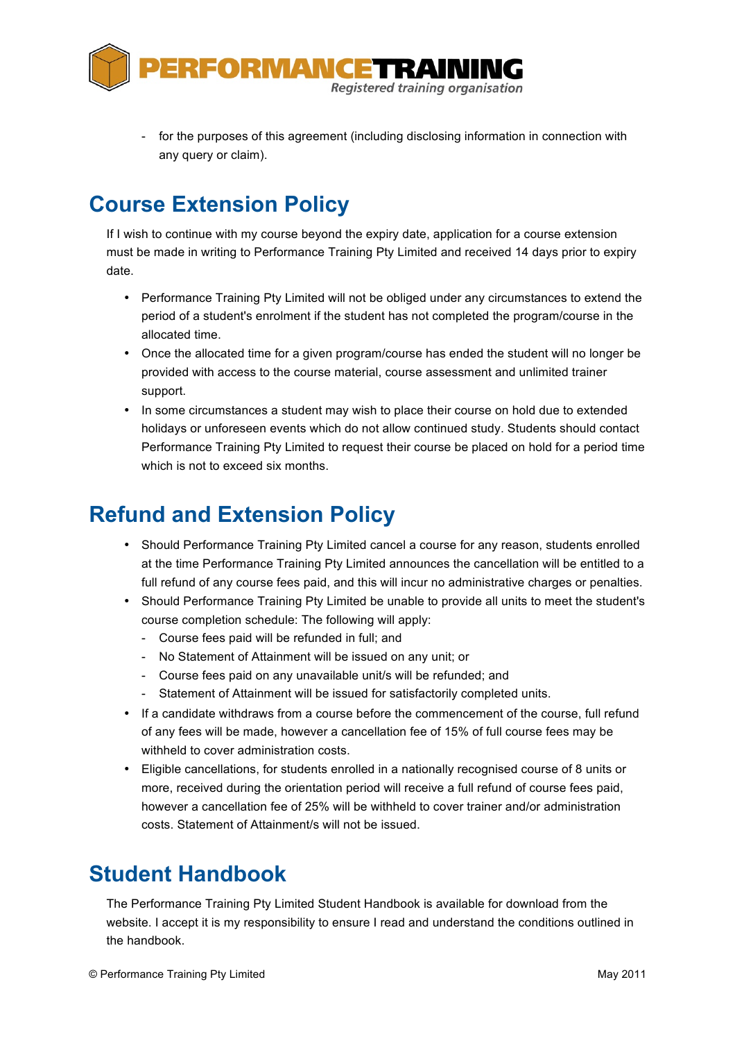- for the purposes of this agreement (including disclosing information in connection with any query or claim).

## Course Extension Policy

If I wish to continue with my course beyond the expiry date, application for a course extension must be made in writing to Performance Training Pty Limited and received 14 days prior to expiry date.

- Performance Training Pty Limited will not be obliged under any circumstances to extend the period of a student's enrolment if the student has not completed the program/course in the allocated time.
- Once the allocated time for a given program/course has ended the student will no longer be provided with access to the course material, course assessment and unlimited trainer support.
- In some circumstances a student may wish to place their course on hold due to extended holidays or unforeseen events which do not allow continued study. Students should contact Performance Training Pty Limited to request their course be placed on hold for a period time which is not to exceed six months.

## Refund and Extension Policy

- Should Performance Training Pty Limited cancel a course for any reason, students enrolled at the time Performance Training Pty Limited announces the cancellation will be entitled to a full refund of any course fees paid, and this will incur no administrative charges or penalties.
- Should Performance Training Pty Limited be unable to provide all units to meet the student's course completion schedule: The following will apply:
  - Course fees paid will be refunded in full; and
  - No Statement of Attainment will be issued on any unit; or
  - Course fees paid on any unavailable unit/s will be refunded; and
  - Statement of Attainment will be issued for satisfactorily completed units.
- If a candidate withdraws from a course before the commencement of the course, full refund of any fees will be made, however a cancellation fee of 15% of full course fees may be withheld to cover administration costs.
- Eligible cancellations, for students enrolled in a nationally recognised course of 8 units or more, received during the orientation period will receive a full refund of course fees paid, however a cancellation fee of 25% will be withheld to cover trainer and/or administration costs. Statement of Attainment/s will not be issued.

## Student Handbook

The Performance Training Pty Limited Student Handbook is available for download from the website. I accept it is my responsibility to ensure I read and understand the conditions outlined in the handbook.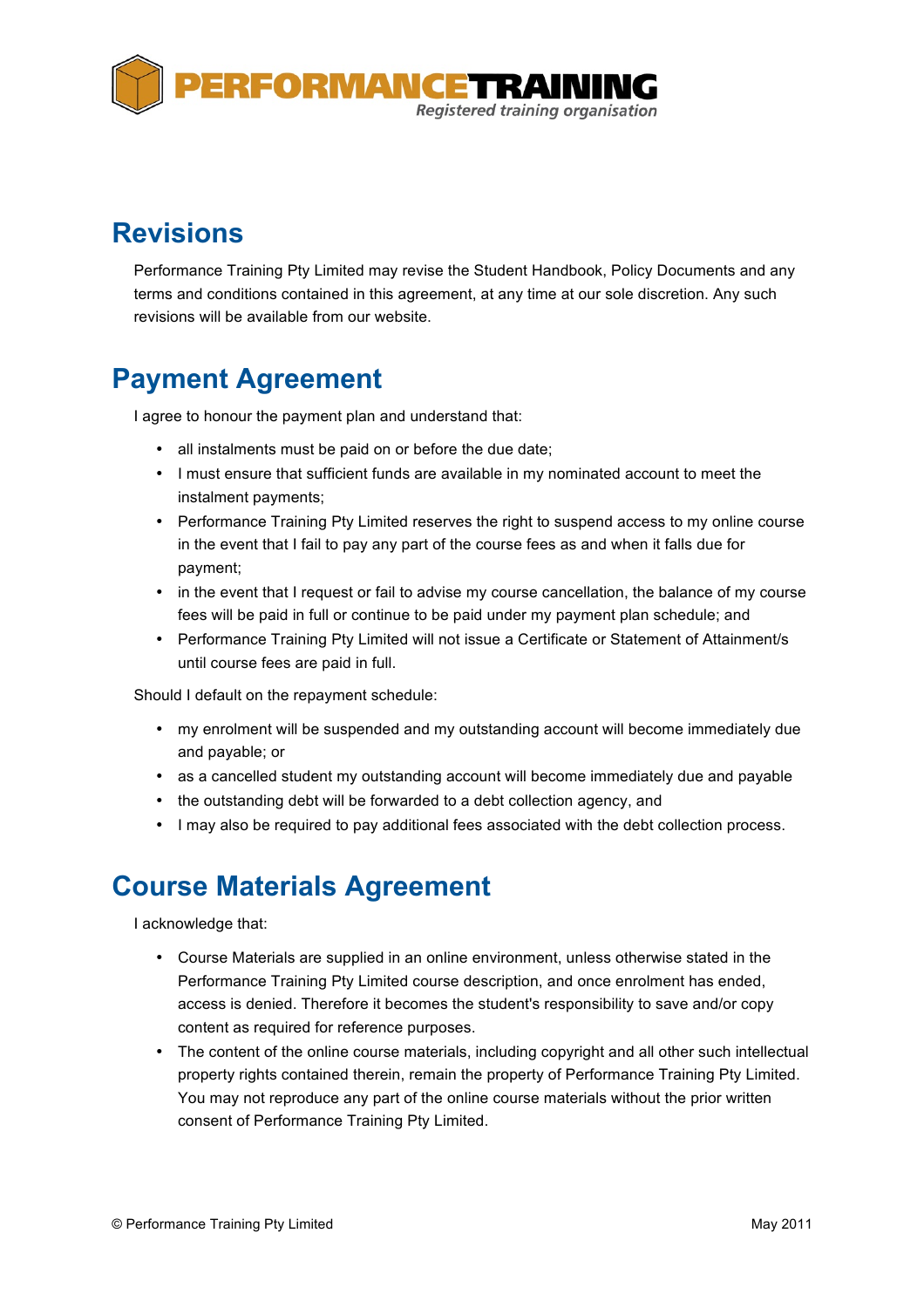## Revisions

Performance Training Pty Limited may revise the Student Handbook, Policy Documents and any terms and conditions contained in this agreement, at any time at our sole discretion. Any such revisions will be available from our website.

## Payment Agreement

I agree to honour the payment plan and understand that:

- all instalments must be paid on or before the due date;
- I must ensure that sufficient funds are available in my nominated account to meet the instalment payments;
- Performance Training Pty Limited reserves the right to suspend access to my online course in the event that I fail to pay any part of the course fees as and when it falls due for payment;
- in the event that I request or fail to advise my course cancellation, the balance of my course fees will be paid in full or continue to be paid under my payment plan schedule; and
- Performance Training Pty Limited will not issue a Certificate or Statement of Attainment/s until course fees are paid in full.

Should I default on the repayment schedule:

- my enrolment will be suspended and my outstanding account will become immediately due and payable; or
- as a cancelled student my outstanding account will become immediately due and payable
- the outstanding debt will be forwarded to a debt collection agency, and
- I may also be required to pay additional fees associated with the debt collection process.

## Course Materials Agreement

I acknowledge that:

- Course Materials are supplied in an online environment, unless otherwise stated in the Performance Training Pty Limited course description, and once enrolment has ended, access is denied. Therefore it becomes the student's responsibility to save and/or copy content as required for reference purposes.
- The content of the online course materials, including copyright and all other such intellectual property rights contained therein, remain the property of Performance Training Pty Limited. You may not reproduce any part of the online course materials without the prior written consent of Performance Training Pty Limited.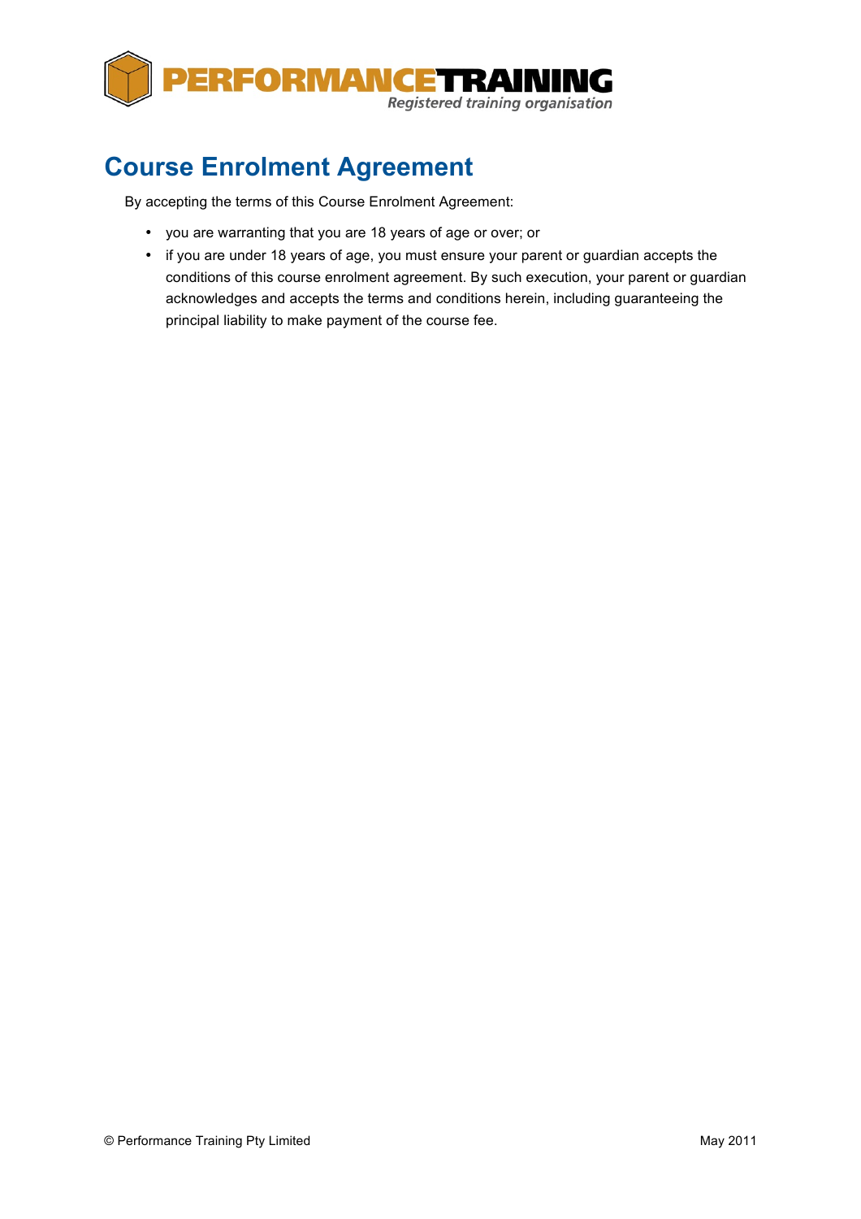# Course Enrolment Agreement

By accepting the terms of this Course Enrolment Agreement:

- you are warranting that you are 18 years of age or over; or
- if you are under 18 years of age, you must ensure your parent or guardian accepts the conditions of this course enrolment agreement. By such execution, your parent or guardian acknowledges and accepts the terms and conditions herein, including guaranteeing the principal liability to make payment of the course fee.